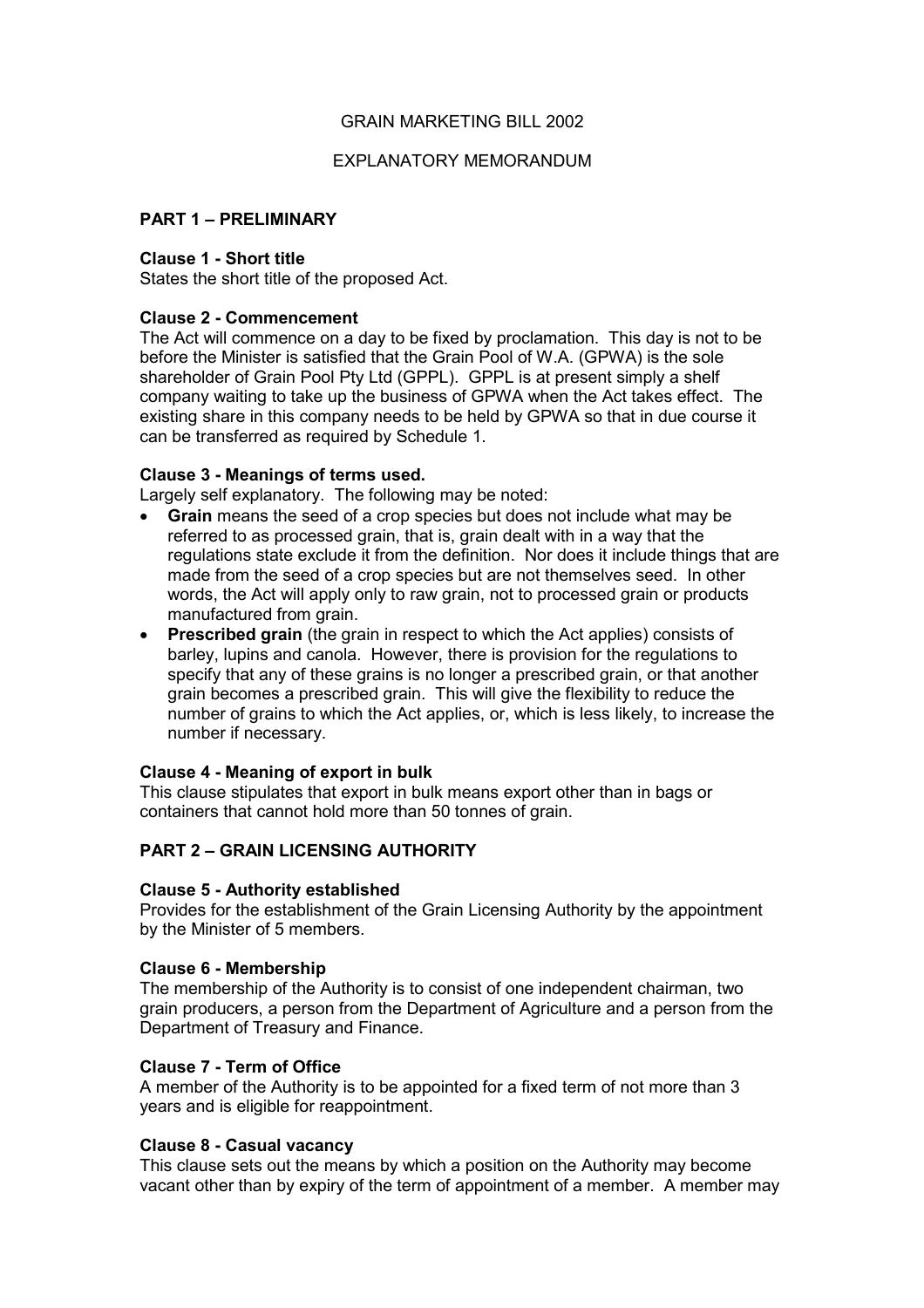GRAIN MARKETING BILL 2002

EXPLANATORY MEMORANDUM

## PART 1 – PRELIMINARY

**Clause 1 - Short title**
States the short title of the proposed Act.

**Clause 2 - Commencement**
The Act will commence on a day to be fixed by proclamation. This day is not to be before the Minister is satisfied that the Grain Pool of W.A. (GPWA) is the sole shareholder of Grain Pool Pty Ltd (GPPL). GPPL is at present simply a shelf company waiting to take up the business of GPWA when the Act takes effect. The existing share in this company needs to be held by GPWA so that in due course it can be transferred as required by Schedule 1.

**Clause 3 - Meanings of terms used.**
Largely self explanatory. The following may be noted:

- **Grain** means the seed of a crop species but does not include what may be referred to as processed grain, that is, grain dealt with in a way that the regulations state exclude it from the definition. Nor does it include things that are made from the seed of a crop species but are not themselves seed. In other words, the Act will apply only to raw grain, not to processed grain or products manufactured from grain.
- **Prescribed grain** (the grain in respect to which the Act applies) consists of barley, lupins and canola. However, there is provision for the regulations to specify that any of these grains is no longer a prescribed grain, or that another grain becomes a prescribed grain. This will give the flexibility to reduce the number of grains to which the Act applies, or, which is less likely, to increase the number if necessary.

**Clause 4 - Meaning of export in bulk**
This clause stipulates that export in bulk means export other than in bags or containers that cannot hold more than 50 tonnes of grain.

## PART 2 – GRAIN LICENSING AUTHORITY

**Clause 5 - Authority established**
Provides for the establishment of the Grain Licensing Authority by the appointment by the Minister of 5 members.

**Clause 6 - Membership**
The membership of the Authority is to consist of one independent chairman, two grain producers, a person from the Department of Agriculture and a person from the Department of Treasury and Finance.

**Clause 7 - Term of Office**
A member of the Authority is to be appointed for a fixed term of not more than 3 years and is eligible for reappointment.

**Clause 8 - Casual vacancy**
This clause sets out the means by which a position on the Authority may become vacant other than by expiry of the term of appointment of a member. A member may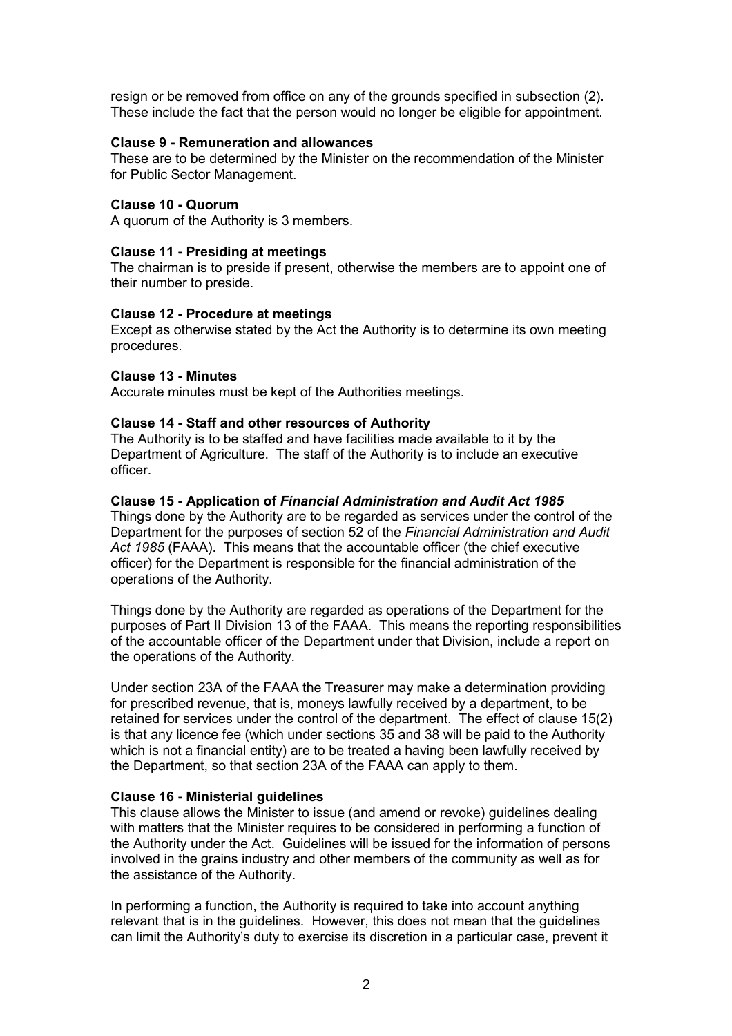resign or be removed from office on any of the grounds specified in subsection (2). These include the fact that the person would no longer be eligible for appointment.

**Clause 9 - Remuneration and allowances**

These are to be determined by the Minister on the recommendation of the Minister for Public Sector Management.

**Clause 10 - Quorum**

A quorum of the Authority is 3 members.

**Clause 11 - Presiding at meetings**

The chairman is to preside if present, otherwise the members are to appoint one of their number to preside.

**Clause 12 - Procedure at meetings**

Except as otherwise stated by the Act the Authority is to determine its own meeting procedures.

**Clause 13 - Minutes**

Accurate minutes must be kept of the Authorities meetings.

**Clause 14 - Staff and other resources of Authority**

The Authority is to be staffed and have facilities made available to it by the Department of Agriculture. The staff of the Authority is to include an executive officer.

**Clause 15 - Application of *Financial Administration and Audit Act 1985***

Things done by the Authority are to be regarded as services under the control of the Department for the purposes of section 52 of the *Financial Administration and Audit Act 1985* (FAAA). This means that the accountable officer (the chief executive officer) for the Department is responsible for the financial administration of the operations of the Authority.

Things done by the Authority are regarded as operations of the Department for the purposes of Part II Division 13 of the FAAA. This means the reporting responsibilities of the accountable officer of the Department under that Division, include a report on the operations of the Authority.

Under section 23A of the FAAA the Treasurer may make a determination providing for prescribed revenue, that is, moneys lawfully received by a department, to be retained for services under the control of the department. The effect of clause 15(2) is that any licence fee (which under sections 35 and 38 will be paid to the Authority which is not a financial entity) are to be treated a having been lawfully received by the Department, so that section 23A of the FAAA can apply to them.

**Clause 16 - Ministerial guidelines**

This clause allows the Minister to issue (and amend or revoke) guidelines dealing with matters that the Minister requires to be considered in performing a function of the Authority under the Act. Guidelines will be issued for the information of persons involved in the grains industry and other members of the community as well as for the assistance of the Authority.

In performing a function, the Authority is required to take into account anything relevant that is in the guidelines. However, this does not mean that the guidelines can limit the Authority's duty to exercise its discretion in a particular case, prevent it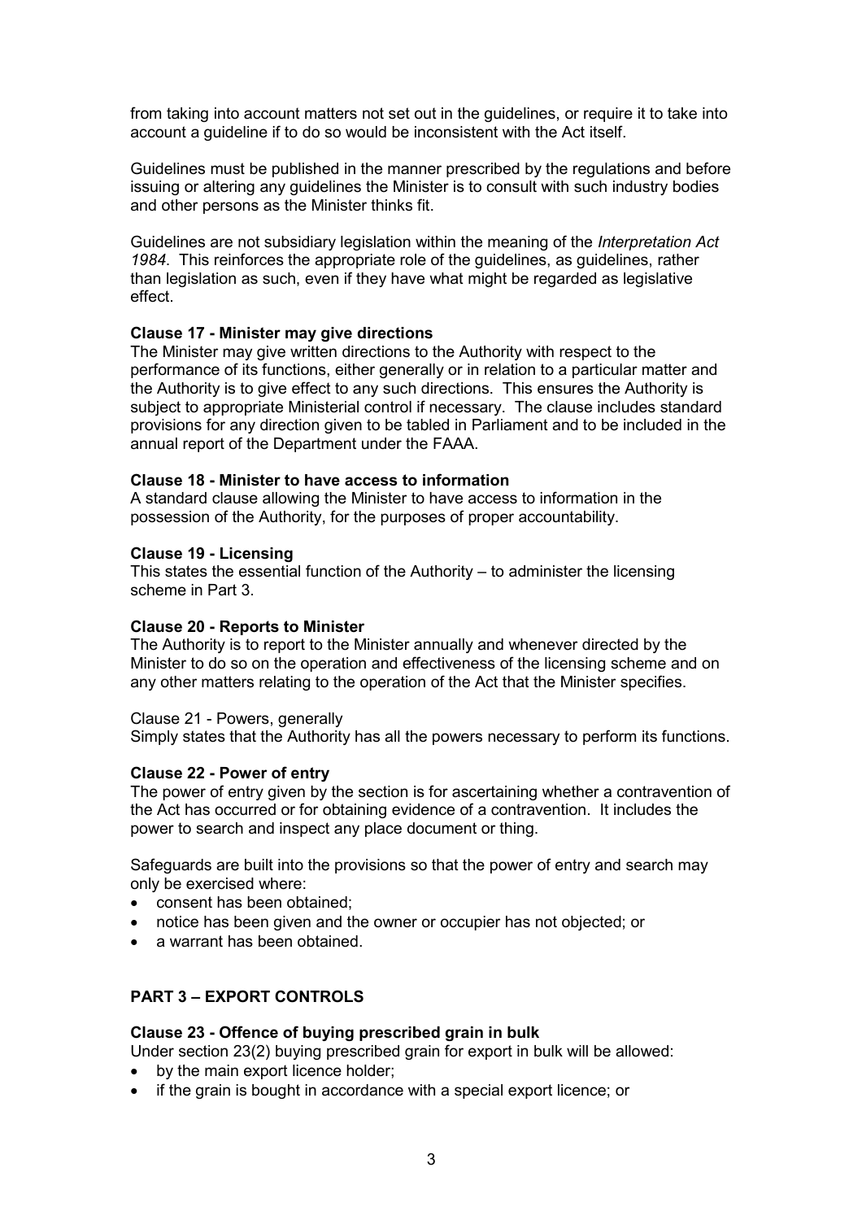from taking into account matters not set out in the guidelines, or require it to take into account a guideline if to do so would be inconsistent with the Act itself.

Guidelines must be published in the manner prescribed by the regulations and before issuing or altering any guidelines the Minister is to consult with such industry bodies and other persons as the Minister thinks fit.

Guidelines are not subsidiary legislation within the meaning of the *Interpretation Act 1984*. This reinforces the appropriate role of the guidelines, as guidelines, rather than legislation as such, even if they have what might be regarded as legislative effect.

**Clause 17 - Minister may give directions**
The Minister may give written directions to the Authority with respect to the performance of its functions, either generally or in relation to a particular matter and the Authority is to give effect to any such directions. This ensures the Authority is subject to appropriate Ministerial control if necessary. The clause includes standard provisions for any direction given to be tabled in Parliament and to be included in the annual report of the Department under the FAAA.

**Clause 18 - Minister to have access to information**
A standard clause allowing the Minister to have access to information in the possession of the Authority, for the purposes of proper accountability.

**Clause 19 - Licensing**
This states the essential function of the Authority – to administer the licensing scheme in Part 3.

**Clause 20 - Reports to Minister**
The Authority is to report to the Minister annually and whenever directed by the Minister to do so on the operation and effectiveness of the licensing scheme and on any other matters relating to the operation of the Act that the Minister specifies.

Clause 21 - Powers, generally
Simply states that the Authority has all the powers necessary to perform its functions.

**Clause 22 - Power of entry**
The power of entry given by the section is for ascertaining whether a contravention of the Act has occurred or for obtaining evidence of a contravention. It includes the power to search and inspect any place document or thing.

Safeguards are built into the provisions so that the power of entry and search may only be exercised where:

- consent has been obtained;
- notice has been given and the owner or occupier has not objected; or
- a warrant has been obtained.

## PART 3 – EXPORT CONTROLS

**Clause 23 - Offence of buying prescribed grain in bulk**
Under section 23(2) buying prescribed grain for export in bulk will be allowed:

- by the main export licence holder;
- if the grain is bought in accordance with a special export licence; or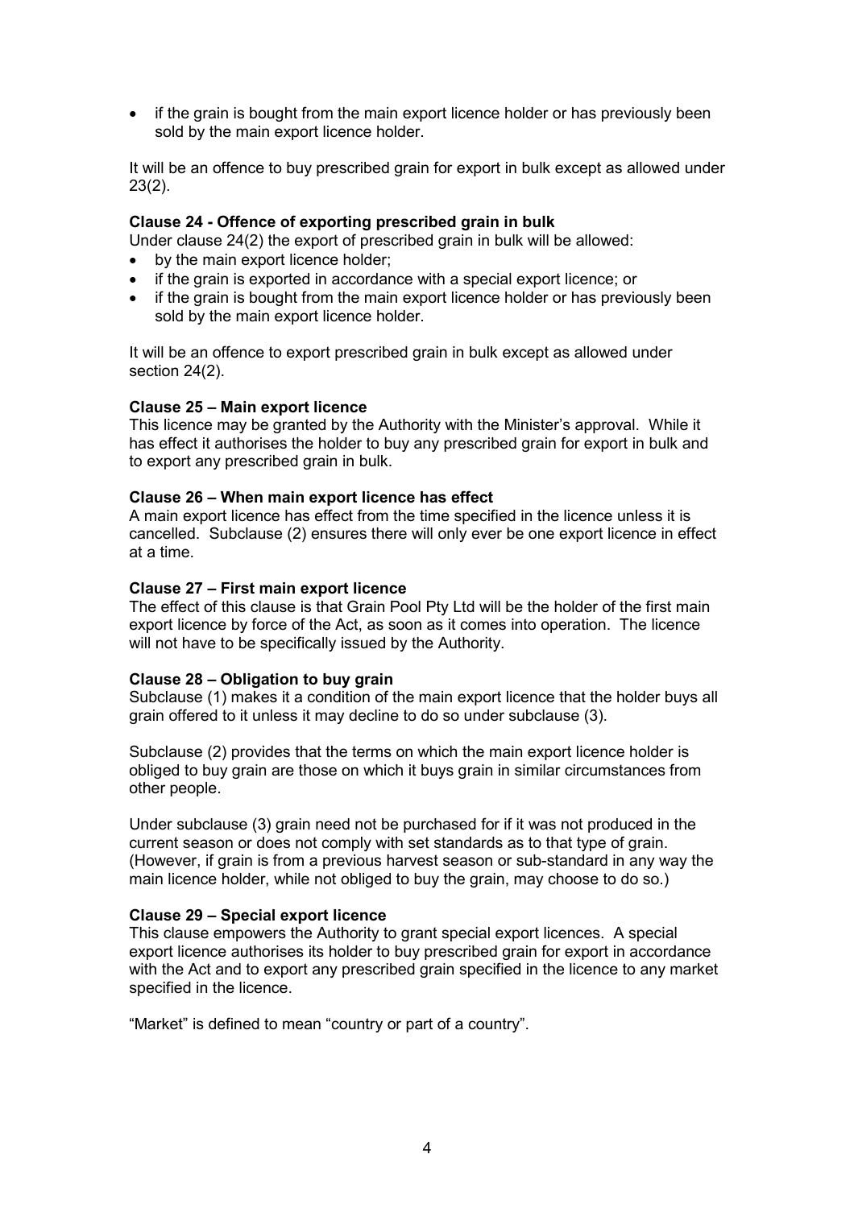- if the grain is bought from the main export licence holder or has previously been sold by the main export licence holder.

It will be an offence to buy prescribed grain for export in bulk except as allowed under 23(2).

**Clause 24 - Offence of exporting prescribed grain in bulk**

Under clause 24(2) the export of prescribed grain in bulk will be allowed:

- by the main export licence holder;
- if the grain is exported in accordance with a special export licence; or
- if the grain is bought from the main export licence holder or has previously been sold by the main export licence holder.

It will be an offence to export prescribed grain in bulk except as allowed under section 24(2).

**Clause 25 – Main export licence**

This licence may be granted by the Authority with the Minister's approval. While it has effect it authorises the holder to buy any prescribed grain for export in bulk and to export any prescribed grain in bulk.

**Clause 26 – When main export licence has effect**

A main export licence has effect from the time specified in the licence unless it is cancelled. Subclause (2) ensures there will only ever be one export licence in effect at a time.

**Clause 27 – First main export licence**

The effect of this clause is that Grain Pool Pty Ltd will be the holder of the first main export licence by force of the Act, as soon as it comes into operation. The licence will not have to be specifically issued by the Authority.

**Clause 28 – Obligation to buy grain**

Subclause (1) makes it a condition of the main export licence that the holder buys all grain offered to it unless it may decline to do so under subclause (3).

Subclause (2) provides that the terms on which the main export licence holder is obliged to buy grain are those on which it buys grain in similar circumstances from other people.

Under subclause (3) grain need not be purchased for if it was not produced in the current season or does not comply with set standards as to that type of grain. (However, if grain is from a previous harvest season or sub-standard in any way the main licence holder, while not obliged to buy the grain, may choose to do so.)

**Clause 29 – Special export licence**

This clause empowers the Authority to grant special export licences. A special export licence authorises its holder to buy prescribed grain for export in accordance with the Act and to export any prescribed grain specified in the licence to any market specified in the licence.

"Market" is defined to mean "country or part of a country".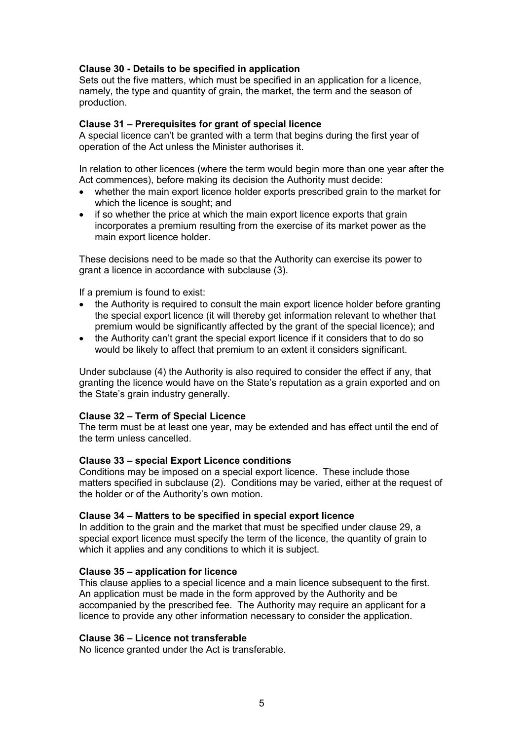**Clause 30 - Details to be specified in application**

Sets out the five matters, which must be specified in an application for a licence, namely, the type and quantity of grain, the market, the term and the season of production.

**Clause 31 – Prerequisites for grant of special licence**

A special licence can't be granted with a term that begins during the first year of operation of the Act unless the Minister authorises it.

In relation to other licences (where the term would begin more than one year after the Act commences), before making its decision the Authority must decide:

- whether the main export licence holder exports prescribed grain to the market for which the licence is sought; and
- if so whether the price at which the main export licence exports that grain incorporates a premium resulting from the exercise of its market power as the main export licence holder.

These decisions need to be made so that the Authority can exercise its power to grant a licence in accordance with subclause (3).

If a premium is found to exist:

- the Authority is required to consult the main export licence holder before granting the special export licence (it will thereby get information relevant to whether that premium would be significantly affected by the grant of the special licence); and
- the Authority can't grant the special export licence if it considers that to do so would be likely to affect that premium to an extent it considers significant.

Under subclause (4) the Authority is also required to consider the effect if any, that granting the licence would have on the State's reputation as a grain exported and on the State's grain industry generally.

**Clause 32 – Term of Special Licence**

The term must be at least one year, may be extended and has effect until the end of the term unless cancelled.

**Clause 33 – special Export Licence conditions**

Conditions may be imposed on a special export licence. These include those matters specified in subclause (2). Conditions may be varied, either at the request of the holder or of the Authority's own motion.

**Clause 34 – Matters to be specified in special export licence**

In addition to the grain and the market that must be specified under clause 29, a special export licence must specify the term of the licence, the quantity of grain to which it applies and any conditions to which it is subject.

**Clause 35 – application for licence**

This clause applies to a special licence and a main licence subsequent to the first. An application must be made in the form approved by the Authority and be accompanied by the prescribed fee. The Authority may require an applicant for a licence to provide any other information necessary to consider the application.

**Clause 36 – Licence not transferable**

No licence granted under the Act is transferable.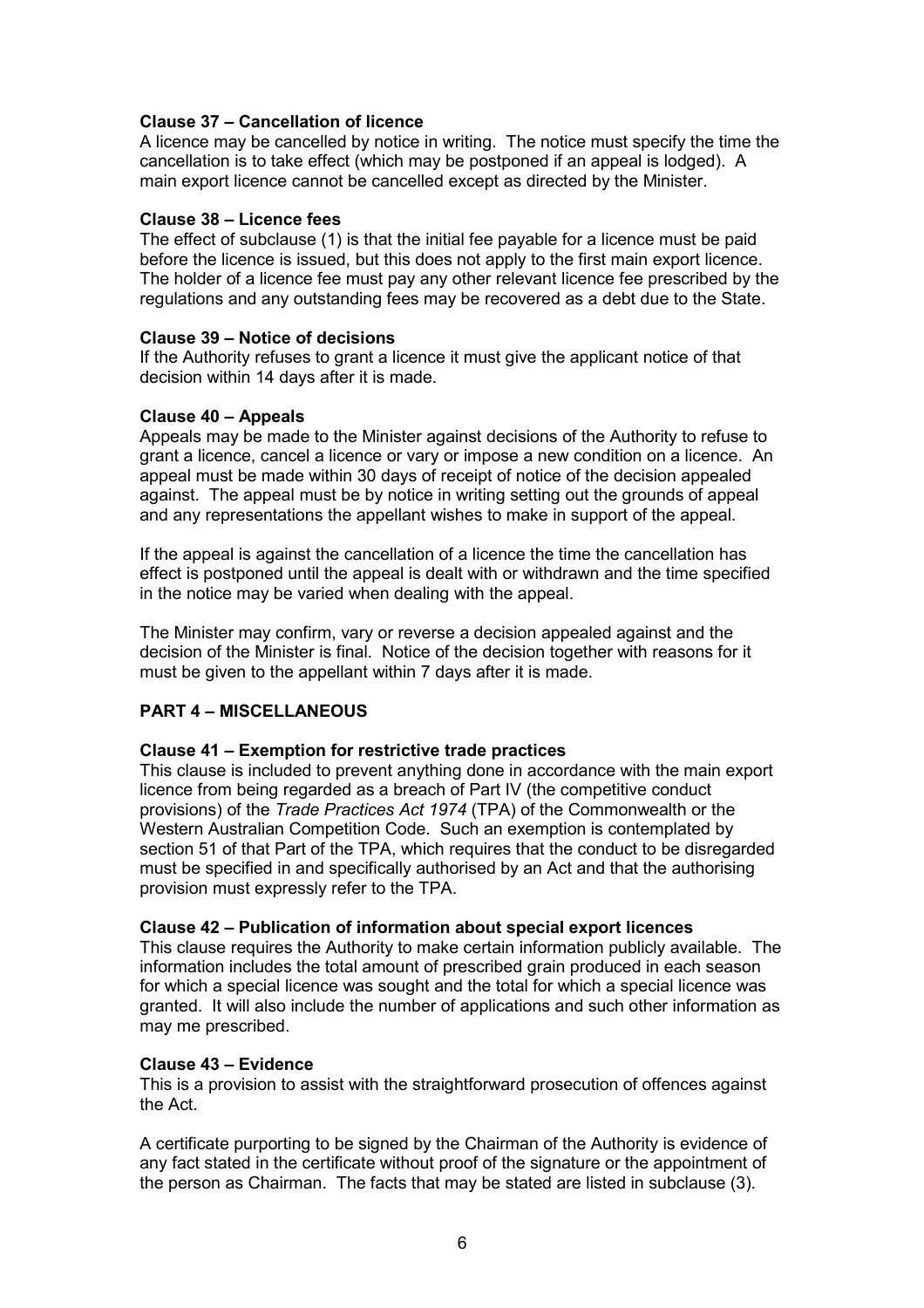**Clause 37 – Cancellation of licence**

A licence may be cancelled by notice in writing. The notice must specify the time the cancellation is to take effect (which may be postponed if an appeal is lodged). A main export licence cannot be cancelled except as directed by the Minister.

**Clause 38 – Licence fees**

The effect of subclause (1) is that the initial fee payable for a licence must be paid before the licence is issued, but this does not apply to the first main export licence. The holder of a licence fee must pay any other relevant licence fee prescribed by the regulations and any outstanding fees may be recovered as a debt due to the State.

**Clause 39 – Notice of decisions**

If the Authority refuses to grant a licence it must give the applicant notice of that decision within 14 days after it is made.

**Clause 40 – Appeals**

Appeals may be made to the Minister against decisions of the Authority to refuse to grant a licence, cancel a licence or vary or impose a new condition on a licence. An appeal must be made within 30 days of receipt of notice of the decision appealed against. The appeal must be by notice in writing setting out the grounds of appeal and any representations the appellant wishes to make in support of the appeal.

If the appeal is against the cancellation of a licence the time the cancellation has effect is postponed until the appeal is dealt with or withdrawn and the time specified in the notice may be varied when dealing with the appeal.

The Minister may confirm, vary or reverse a decision appealed against and the decision of the Minister is final. Notice of the decision together with reasons for it must be given to the appellant within 7 days after it is made.

**PART 4 – MISCELLANEOUS**

**Clause 41 – Exemption for restrictive trade practices**

This clause is included to prevent anything done in accordance with the main export licence from being regarded as a breach of Part IV (the competitive conduct provisions) of the *Trade Practices Act 1974* (TPA) of the Commonwealth or the Western Australian Competition Code. Such an exemption is contemplated by section 51 of that Part of the TPA, which requires that the conduct to be disregarded must be specified in and specifically authorised by an Act and that the authorising provision must expressly refer to the TPA.

**Clause 42 – Publication of information about special export licences**

This clause requires the Authority to make certain information publicly available. The information includes the total amount of prescribed grain produced in each season for which a special licence was sought and the total for which a special licence was granted. It will also include the number of applications and such other information as may me prescribed.

**Clause 43 – Evidence**

This is a provision to assist with the straightforward prosecution of offences against the Act.

A certificate purporting to be signed by the Chairman of the Authority is evidence of any fact stated in the certificate without proof of the signature or the appointment of the person as Chairman. The facts that may be stated are listed in subclause (3).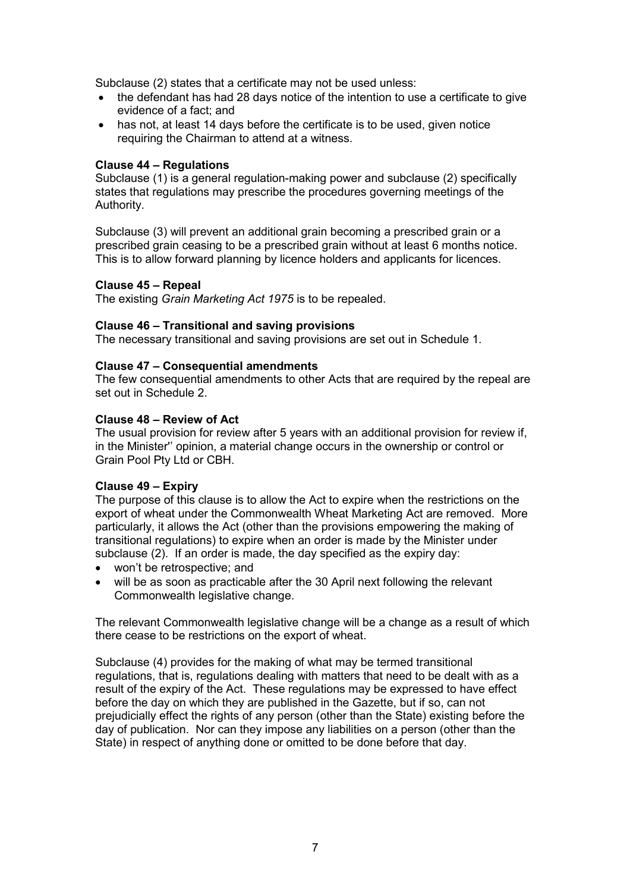Subclause (2) states that a certificate may not be used unless:

- the defendant has had 28 days notice of the intention to use a certificate to give evidence of a fact; and
- has not, at least 14 days before the certificate is to be used, given notice requiring the Chairman to attend at a witness.

**Clause 44 – Regulations**
Subclause (1) is a general regulation-making power and subclause (2) specifically states that regulations may prescribe the procedures governing meetings of the Authority.

Subclause (3) will prevent an additional grain becoming a prescribed grain or a prescribed grain ceasing to be a prescribed grain without at least 6 months notice. This is to allow forward planning by licence holders and applicants for licences.

**Clause 45 – Repeal**
The existing *Grain Marketing Act 1975* is to be repealed.

**Clause 46 – Transitional and saving provisions**
The necessary transitional and saving provisions are set out in Schedule 1.

**Clause 47 – Consequential amendments**
The few consequential amendments to other Acts that are required by the repeal are set out in Schedule 2.

**Clause 48 – Review of Act**
The usual provision for review after 5 years with an additional provision for review if, in the Minister'' opinion, a material change occurs in the ownership or control or Grain Pool Pty Ltd or CBH.

**Clause 49 – Expiry**
The purpose of this clause is to allow the Act to expire when the restrictions on the export of wheat under the Commonwealth Wheat Marketing Act are removed. More particularly, it allows the Act (other than the provisions empowering the making of transitional regulations) to expire when an order is made by the Minister under subclause (2). If an order is made, the day specified as the expiry day:

- won't be retrospective; and
- will be as soon as practicable after the 30 April next following the relevant Commonwealth legislative change.

The relevant Commonwealth legislative change will be a change as a result of which there cease to be restrictions on the export of wheat.

Subclause (4) provides for the making of what may be termed transitional regulations, that is, regulations dealing with matters that need to be dealt with as a result of the expiry of the Act. These regulations may be expressed to have effect before the day on which they are published in the Gazette, but if so, can not prejudicially effect the rights of any person (other than the State) existing before the day of publication. Nor can they impose any liabilities on a person (other than the State) in respect of anything done or omitted to be done before that day.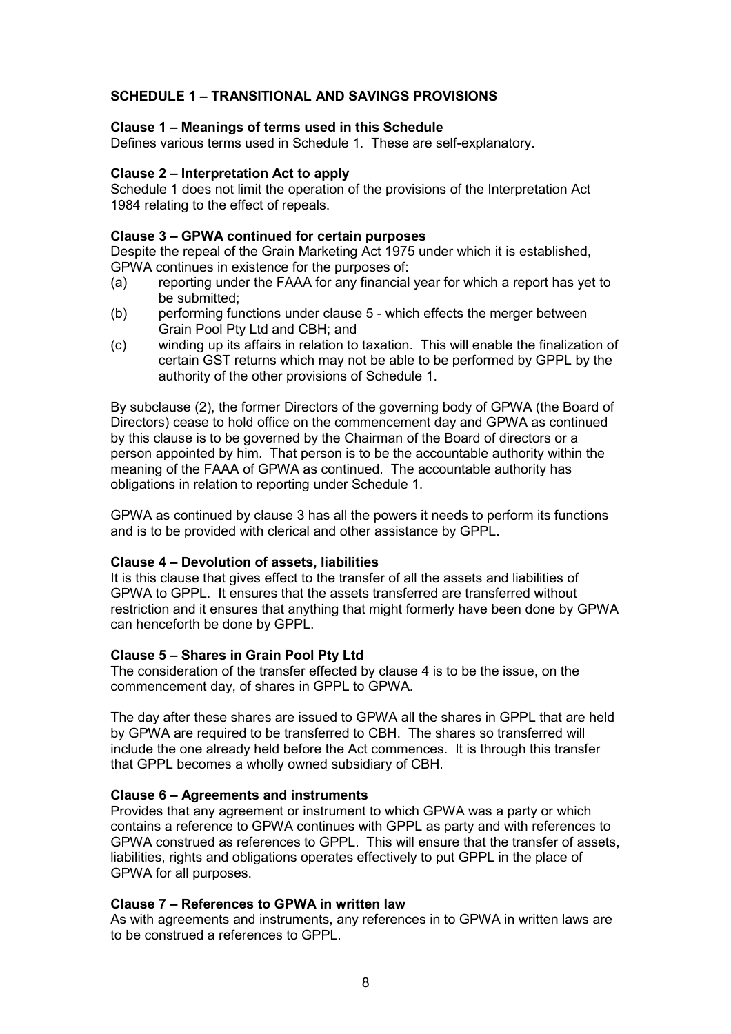## SCHEDULE 1 – TRANSITIONAL AND SAVINGS PROVISIONS

**Clause 1 – Meanings of terms used in this Schedule**
Defines various terms used in Schedule 1. These are self-explanatory.

**Clause 2 – Interpretation Act to apply**
Schedule 1 does not limit the operation of the provisions of the Interpretation Act 1984 relating to the effect of repeals.

**Clause 3 – GPWA continued for certain purposes**
Despite the repeal of the Grain Marketing Act 1975 under which it is established, GPWA continues in existence for the purposes of:

(a) reporting under the FAAA for any financial year for which a report has yet to be submitted;
(b) performing functions under clause 5 - which effects the merger between Grain Pool Pty Ltd and CBH; and
(c) winding up its affairs in relation to taxation. This will enable the finalization of certain GST returns which may not be able to be performed by GPPL by the authority of the other provisions of Schedule 1.

By subclause (2), the former Directors of the governing body of GPWA (the Board of Directors) cease to hold office on the commencement day and GPWA as continued by this clause is to be governed by the Chairman of the Board of directors or a person appointed by him. That person is to be the accountable authority within the meaning of the FAAA of GPWA as continued. The accountable authority has obligations in relation to reporting under Schedule 1.

GPWA as continued by clause 3 has all the powers it needs to perform its functions and is to be provided with clerical and other assistance by GPPL.

**Clause 4 – Devolution of assets, liabilities**
It is this clause that gives effect to the transfer of all the assets and liabilities of GPWA to GPPL. It ensures that the assets transferred are transferred without restriction and it ensures that anything that might formerly have been done by GPWA can henceforth be done by GPPL.

**Clause 5 – Shares in Grain Pool Pty Ltd**
The consideration of the transfer effected by clause 4 is to be the issue, on the commencement day, of shares in GPPL to GPWA.

The day after these shares are issued to GPWA all the shares in GPPL that are held by GPWA are required to be transferred to CBH. The shares so transferred will include the one already held before the Act commences. It is through this transfer that GPPL becomes a wholly owned subsidiary of CBH.

**Clause 6 – Agreements and instruments**
Provides that any agreement or instrument to which GPWA was a party or which contains a reference to GPWA continues with GPPL as party and with references to GPWA construed as references to GPPL. This will ensure that the transfer of assets, liabilities, rights and obligations operates effectively to put GPPL in the place of GPWA for all purposes.

**Clause 7 – References to GPWA in written law**
As with agreements and instruments, any references in to GPWA in written laws are to be construed a references to GPPL.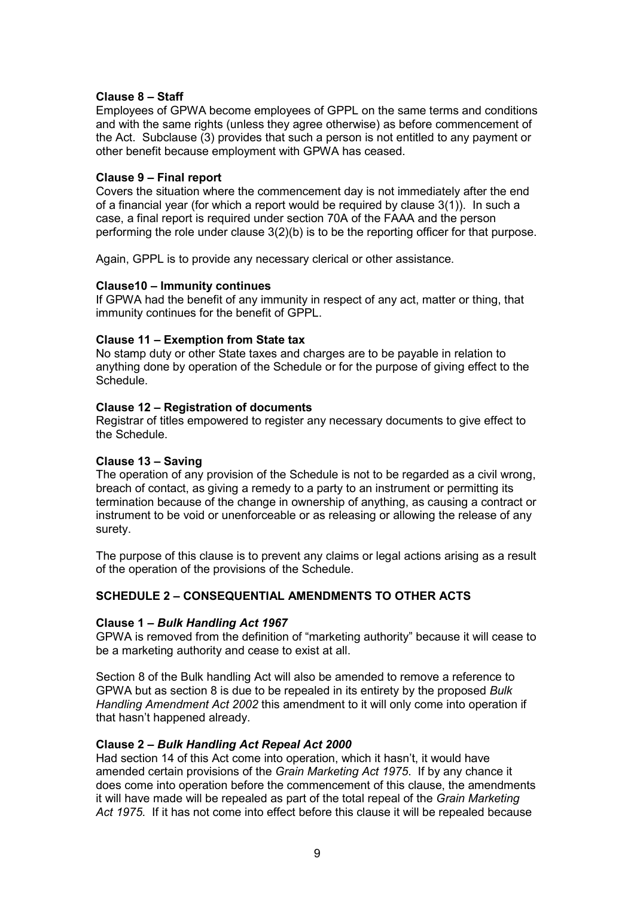**Clause 8 – Staff**
Employees of GPWA become employees of GPPL on the same terms and conditions and with the same rights (unless they agree otherwise) as before commencement of the Act. Subclause (3) provides that such a person is not entitled to any payment or other benefit because employment with GPWA has ceased.

**Clause 9 – Final report**
Covers the situation where the commencement day is not immediately after the end of a financial year (for which a report would be required by clause 3(1)). In such a case, a final report is required under section 70A of the FAAA and the person performing the role under clause 3(2)(b) is to be the reporting officer for that purpose.

Again, GPPL is to provide any necessary clerical or other assistance.

**Clause10 – Immunity continues**
If GPWA had the benefit of any immunity in respect of any act, matter or thing, that immunity continues for the benefit of GPPL.

**Clause 11 – Exemption from State tax**
No stamp duty or other State taxes and charges are to be payable in relation to anything done by operation of the Schedule or for the purpose of giving effect to the Schedule.

**Clause 12 – Registration of documents**
Registrar of titles empowered to register any necessary documents to give effect to the Schedule.

**Clause 13 – Saving**
The operation of any provision of the Schedule is not to be regarded as a civil wrong, breach of contact, as giving a remedy to a party to an instrument or permitting its termination because of the change in ownership of anything, as causing a contract or instrument to be void or unenforceable or as releasing or allowing the release of any surety.

The purpose of this clause is to prevent any claims or legal actions arising as a result of the operation of the provisions of the Schedule.

**SCHEDULE 2 – CONSEQUENTIAL AMENDMENTS TO OTHER ACTS**

**Clause 1 – *Bulk Handling Act 1967***
GPWA is removed from the definition of "marketing authority" because it will cease to be a marketing authority and cease to exist at all.

Section 8 of the Bulk handling Act will also be amended to remove a reference to GPWA but as section 8 is due to be repealed in its entirety by the proposed *Bulk Handling Amendment Act 2002* this amendment to it will only come into operation if that hasn't happened already.

**Clause 2 – *Bulk Handling Act Repeal Act 2000***
Had section 14 of this Act come into operation, which it hasn't, it would have amended certain provisions of the *Grain Marketing Act 1975*. If by any chance it does come into operation before the commencement of this clause, the amendments it will have made will be repealed as part of the total repeal of the *Grain Marketing Act 1975*. If it has not come into effect before this clause it will be repealed because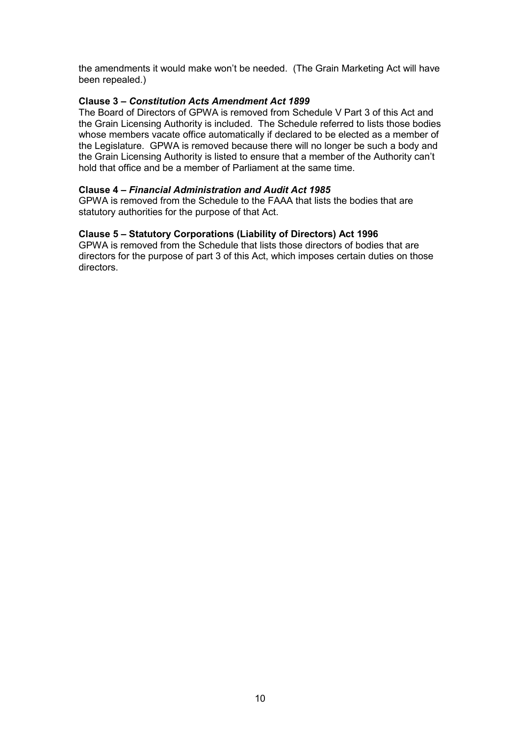the amendments it would make won't be needed. (The Grain Marketing Act will have been repealed.)

**Clause 3 – *Constitution Acts Amendment Act 1899***

The Board of Directors of GPWA is removed from Schedule V Part 3 of this Act and the Grain Licensing Authority is included. The Schedule referred to lists those bodies whose members vacate office automatically if declared to be elected as a member of the Legislature. GPWA is removed because there will no longer be such a body and the Grain Licensing Authority is listed to ensure that a member of the Authority can't hold that office and be a member of Parliament at the same time.

**Clause 4 – *Financial Administration and Audit Act 1985***

GPWA is removed from the Schedule to the FAAA that lists the bodies that are statutory authorities for the purpose of that Act.

**Clause 5 – Statutory Corporations (Liability of Directors) Act 1996**

GPWA is removed from the Schedule that lists those directors of bodies that are directors for the purpose of part 3 of this Act, which imposes certain duties on those directors.